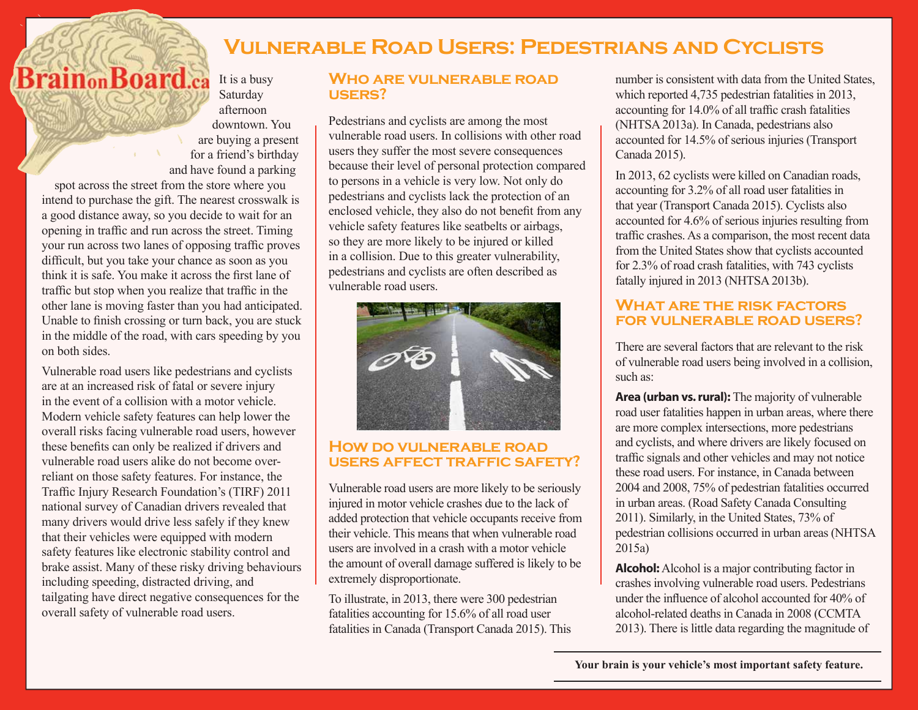# Vulnerable Road Users: Pedestrians and Cyclists

BrainonBoard.ca

It is a busy Saturday afternoon downtown. You are buying a present for a friend's birthday and have found a parking spot across the street from the store where you intend to purchase the gift. The nearest crosswalk is a good distance away, so you decide to wait for an opening in traffic and run across the street. Timing your run across two lanes of opposing traffic proves difficult, but you take your chance as soon as you think it is safe. You make it across the first lane of traffic but stop when you realize that traffic in the other lane is moving faster than you had anticipated. Unable to finish crossing or turn back, you are stuck in the middle of the road, with cars speeding by you on both sides.

Vulnerable road users like pedestrians and cyclists are at an increased risk of fatal or severe injury in the event of a collision with a motor vehicle. Modern vehicle safety features can help lower the overall risks facing vulnerable road users, however these benefits can only be realized if drivers and vulnerable road users alike do not become over-reliant on those safety features. For instance, the Traffic Injury Research Foundation's (TIRF) 2011 national survey of Canadian drivers revealed that many drivers would drive less safely if they knew that their vehicles were equipped with modern safety features like electronic stability control and brake assist. Many of these risky driving behaviours including speeding, distracted driving, and tailgating have direct negative consequences for the overall safety of vulnerable road users.

## Who are vulnerable road users?

Pedestrians and cyclists are among the most vulnerable road users. In collisions with other road users they suffer the most severe consequences because their level of personal protection compared to persons in a vehicle is very low. Not only do pedestrians and cyclists lack the protection of an enclosed vehicle, they also do not benefit from any vehicle safety features like seatbelts or airbags, so they are more likely to be injured or killed in a collision. Due to this greater vulnerability, pedestrians and cyclists are often described as vulnerable road users.

## How do vulnerable road users affect traffic safety?

Vulnerable road users are more likely to be seriously injured in motor vehicle crashes due to the lack of added protection that vehicle occupants receive from their vehicle. This means that when vulnerable road users are involved in a crash with a motor vehicle the amount of overall damage suffered is likely to be extremely disproportionate.

To illustrate, in 2013, there were 300 pedestrian fatalities accounting for 15.6% of all road user fatalities in Canada (Transport Canada 2015). This number is consistent with data from the United States, which reported 4,735 pedestrian fatalities in 2013, accounting for 14.0% of all traffic crash fatalities (NHTSA 2013a). In Canada, pedestrians also accounted for 14.5% of serious injuries (Transport Canada 2015).

In 2013, 62 cyclists were killed on Canadian roads, accounting for 3.2% of all road user fatalities in that year (Transport Canada 2015). Cyclists also accounted for 4.6% of serious injuries resulting from traffic crashes. As a comparison, the most recent data from the United States show that cyclists accounted for 2.3% of road crash fatalities, with 743 cyclists fatally injured in 2013 (NHTSA 2013b).

## What are the risk factors for vulnerable road users?

There are several factors that are relevant to the risk of vulnerable road users being involved in a collision, such as:

**Area (urban vs. rural):** The majority of vulnerable road user fatalities happen in urban areas, where there are more complex intersections, more pedestrians and cyclists, and where drivers are likely focused on traffic signals and other vehicles and may not notice these road users. For instance, in Canada between 2004 and 2008, 75% of pedestrian fatalities occurred in urban areas. (Road Safety Canada Consulting 2011). Similarly, in the United States, 73% of pedestrian collisions occurred in urban areas (NHTSA 2015a)

**Alcohol:** Alcohol is a major contributing factor in crashes involving vulnerable road users. Pedestrians under the influence of alcohol accounted for 40% of alcohol-related deaths in Canada in 2008 (CCMTA 2013). There is little data regarding the magnitude of

**Your brain is your vehicle's most important safety feature.**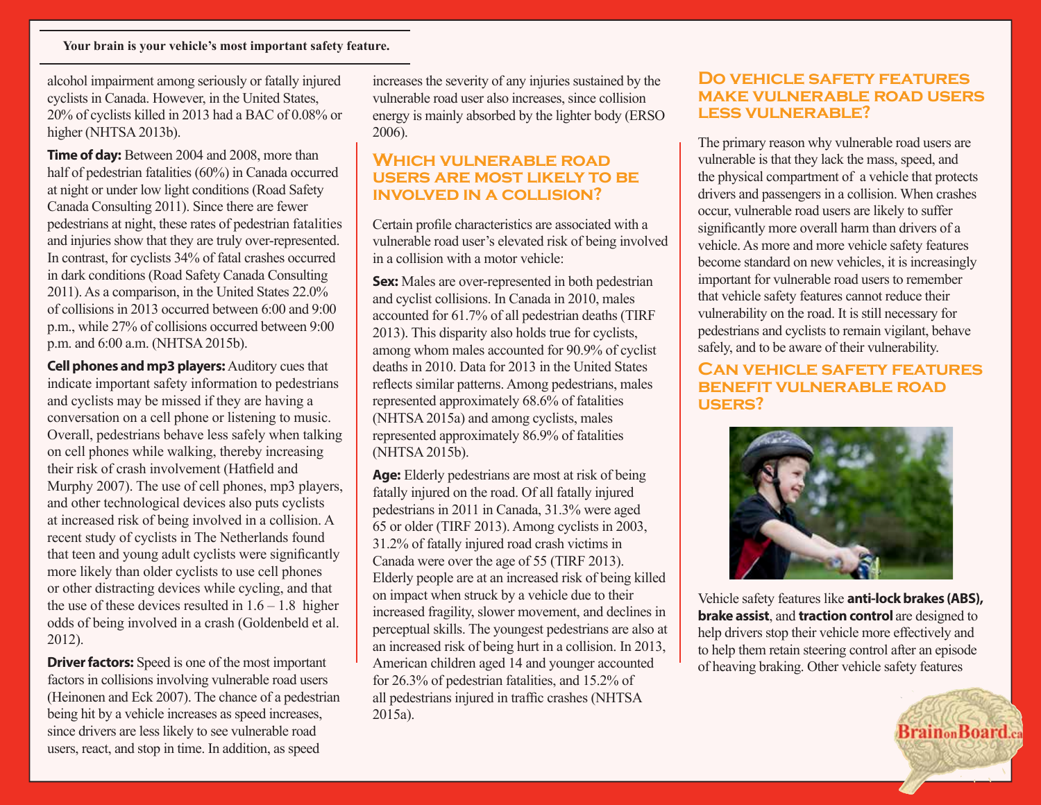alcohol impairment among seriously or fatally injured cyclists in Canada. However, in the United States, 20% of cyclists killed in 2013 had a BAC of 0.08% or higher (NHTSA 2013b).

**Time of day:** Between 2004 and 2008, more than half of pedestrian fatalities (60%) in Canada occurred at night or under low light conditions (Road Safety Canada Consulting 2011). Since there are fewer pedestrians at night, these rates of pedestrian fatalities and injuries show that they are truly over-represented. In contrast, for cyclists 34% of fatal crashes occurred in dark conditions (Road Safety Canada Consulting 2011). As a comparison, in the United States 22.0% of collisions in 2013 occurred between 6:00 and 9:00 p.m., while 27% of collisions occurred between 9:00 p.m. and 6:00 a.m. (NHTSA 2015b).

**Cell phones and mp3 players:** Auditory cues that indicate important safety information to pedestrians and cyclists may be missed if they are having a conversation on a cell phone or listening to music. Overall, pedestrians behave less safely when talking on cell phones while walking, thereby increasing their risk of crash involvement (Hatfield and Murphy 2007). The use of cell phones, mp3 players, and other technological devices also puts cyclists at increased risk of being involved in a collision. A recent study of cyclists in The Netherlands found that teen and young adult cyclists were significantly more likely than older cyclists to use cell phones or other distracting devices while cycling, and that the use of these devices resulted in 1.6 – 1.8 higher odds of being involved in a crash (Goldenbeld et al. 2012).

**Driver factors:** Speed is one of the most important factors in collisions involving vulnerable road users (Heinonen and Eck 2007). The chance of a pedestrian being hit by a vehicle increases as speed increases, since drivers are less likely to see vulnerable road users, react, and stop in time. In addition, as speed increases the severity of any injuries sustained by the vulnerable road user also increases, since collision energy is mainly absorbed by the lighter body (ERSO 2006).

## Which vulnerable road users are most likely to be involved in a collision?

Certain profile characteristics are associated with a vulnerable road user's elevated risk of being involved in a collision with a motor vehicle:

**Sex:** Males are over-represented in both pedestrian and cyclist collisions. In Canada in 2010, males accounted for 61.7% of all pedestrian deaths (TIRF 2013). This disparity also holds true for cyclists, among whom males accounted for 90.9% of cyclist deaths in 2010. Data for 2013 in the United States reflects similar patterns. Among pedestrians, males represented approximately 68.6% of fatalities (NHTSA 2015a) and among cyclists, males represented approximately 86.9% of fatalities (NHTSA 2015b).

**Age:** Elderly pedestrians are most at risk of being fatally injured on the road. Of all fatally injured pedestrians in 2011 in Canada, 31.3% were aged 65 or older (TIRF 2013). Among cyclists in 2003, 31.2% of fatally injured road crash victims in Canada were over the age of 55 (TIRF 2013). Elderly people are at an increased risk of being killed on impact when struck by a vehicle due to their increased fragility, slower movement, and declines in perceptual skills. The youngest pedestrians are also at an increased risk of being hurt in a collision. In 2013, American children aged 14 and younger accounted for 26.3% of pedestrian fatalities, and 15.2% of all pedestrians injured in traffic crashes (NHTSA 2015a).

## Do vehicle safety features make vulnerable road users less vulnerable?

The primary reason why vulnerable road users are vulnerable is that they lack the mass, speed, and the physical compartment of a vehicle that protects drivers and passengers in a collision. When crashes occur, vulnerable road users are likely to suffer significantly more overall harm than drivers of a vehicle. As more and more vehicle safety features become standard on new vehicles, it is increasingly important for vulnerable road users to remember that vehicle safety features cannot reduce their vulnerability on the road. It is still necessary for pedestrians and cyclists to remain vigilant, behave safely, and to be aware of their vulnerability.

## Can vehicle safety features benefit vulnerable road users?

Vehicle safety features like **anti-lock brakes (ABS), brake assist**, and **traction control** are designed to help drivers stop their vehicle more effectively and to help them retain steering control after an episode of heaving braking. Other vehicle safety features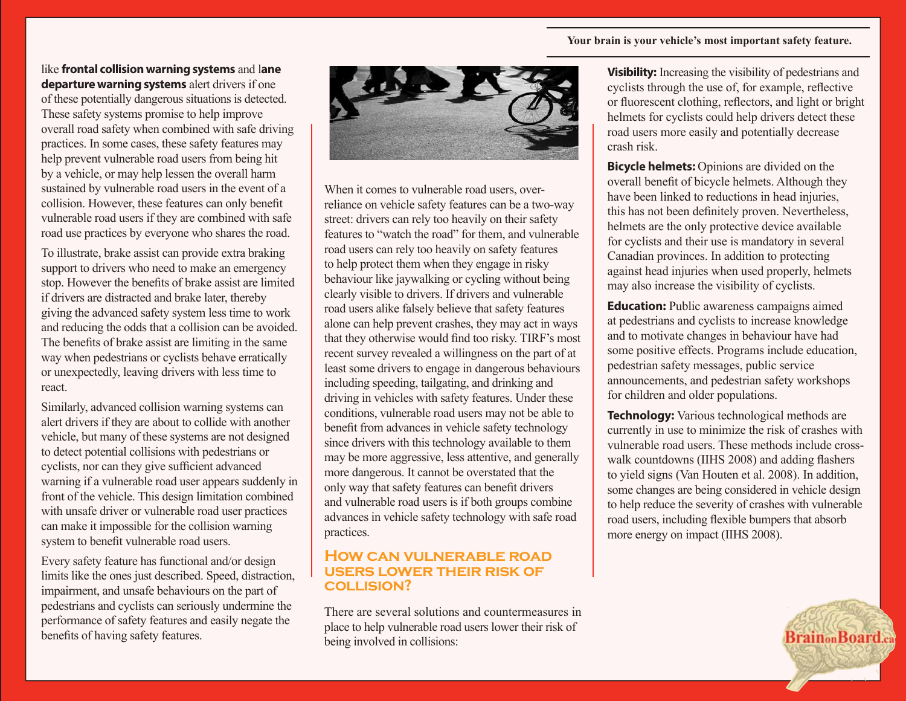like **frontal collision warning systems** and l**ane departure warning systems** alert drivers if one of these potentially dangerous situations is detected. These safety systems promise to help improve overall road safety when combined with safe driving practices. In some cases, these safety features may help prevent vulnerable road users from being hit by a vehicle, or may help lessen the overall harm sustained by vulnerable road users in the event of a collision. However, these features can only benefit vulnerable road users if they are combined with safe road use practices by everyone who shares the road.

To illustrate, brake assist can provide extra braking support to drivers who need to make an emergency stop. However the benefits of brake assist are limited if drivers are distracted and brake later, thereby giving the advanced safety system less time to work and reducing the odds that a collision can be avoided. The benefits of brake assist are limiting in the same way when pedestrians or cyclists behave erratically or unexpectedly, leaving drivers with less time to react.

Similarly, advanced collision warning systems can alert drivers if they are about to collide with another vehicle, but many of these systems are not designed to detect potential collisions with pedestrians or cyclists, nor can they give sufficient advanced warning if a vulnerable road user appears suddenly in front of the vehicle. This design limitation combined with unsafe driver or vulnerable road user practices can make it impossible for the collision warning system to benefit vulnerable road users.

Every safety feature has functional and/or design limits like the ones just described. Speed, distraction, impairment, and unsafe behaviours on the part of pedestrians and cyclists can seriously undermine the performance of safety features and easily negate the benefits of having safety features.

When it comes to vulnerable road users, over-reliance on vehicle safety features can be a two-way street: drivers can rely too heavily on their safety features to "watch the road" for them, and vulnerable road users can rely too heavily on safety features to help protect them when they engage in risky behaviour like jaywalking or cycling without being clearly visible to drivers. If drivers and vulnerable road users alike falsely believe that safety features alone can help prevent crashes, they may act in ways that they otherwise would find too risky. TIRF's most recent survey revealed a willingness on the part of at least some drivers to engage in dangerous behaviours including speeding, tailgating, and drinking and driving in vehicles with safety features. Under these conditions, vulnerable road users may not be able to benefit from advances in vehicle safety technology since drivers with this technology available to them may be more aggressive, less attentive, and generally more dangerous. It cannot be overstated that the only way that safety features can benefit drivers and vulnerable road users is if both groups combine advances in vehicle safety technology with safe road practices.

## How can vulnerable road users lower their risk of collision?

There are several solutions and countermeasures in place to help vulnerable road users lower their risk of being involved in collisions:

**Visibility:** Increasing the visibility of pedestrians and cyclists through the use of, for example, reflective or fluorescent clothing, reflectors, and light or bright helmets for cyclists could help drivers detect these road users more easily and potentially decrease crash risk.

**Bicycle helmets:** Opinions are divided on the overall benefit of bicycle helmets. Although they have been linked to reductions in head injuries, this has not been definitely proven. Nevertheless, helmets are the only protective device available for cyclists and their use is mandatory in several Canadian provinces. In addition to protecting against head injuries when used properly, helmets may also increase the visibility of cyclists.

**Education:** Public awareness campaigns aimed at pedestrians and cyclists to increase knowledge and to motivate changes in behaviour have had some positive effects. Programs include education, pedestrian safety messages, public service announcements, and pedestrian safety workshops for children and older populations.

**Technology:** Various technological methods are currently in use to minimize the risk of crashes with vulnerable road users. These methods include cross-walk countdowns (IIHS 2008) and adding flashers to yield signs (Van Houten et al. 2008). In addition, some changes are being considered in vehicle design to help reduce the severity of crashes with vulnerable road users, including flexible bumpers that absorb more energy on impact (IIHS 2008).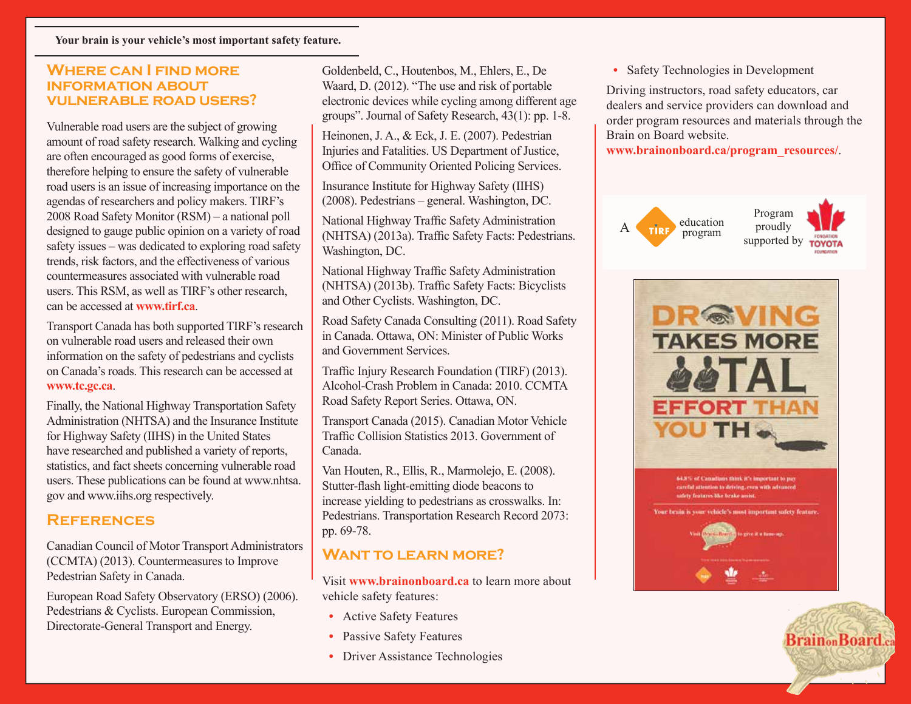Your brain is your vehicle's most important safety feature.

## Where can I find more information about vulnerable road users?

Vulnerable road users are the subject of growing amount of road safety research. Walking and cycling are often encouraged as good forms of exercise, therefore helping to ensure the safety of vulnerable road users is an issue of increasing importance on the agendas of researchers and policy makers. TIRF's 2008 Road Safety Monitor (RSM) – a national poll designed to gauge public opinion on a variety of road safety issues – was dedicated to exploring road safety trends, risk factors, and the effectiveness of various countermeasures associated with vulnerable road users. This RSM, as well as TIRF's other research, can be accessed at **www.tirf.ca**.

Transport Canada has both supported TIRF's research on vulnerable road users and released their own information on the safety of pedestrians and cyclists on Canada's roads. This research can be accessed at **www.tc.gc.ca**.

Finally, the National Highway Transportation Safety Administration (NHTSA) and the Insurance Institute for Highway Safety (IIHS) in the United States have researched and published a variety of reports, statistics, and fact sheets concerning vulnerable road users. These publications can be found at www.nhtsa.gov and www.iihs.org respectively.

## References

Canadian Council of Motor Transport Administrators (CCMTA) (2013). Countermeasures to Improve Pedestrian Safety in Canada.

European Road Safety Observatory (ERSO) (2006). Pedestrians & Cyclists. European Commission, Directorate-General Transport and Energy.

Goldenbeld, C., Houtenbos, M., Ehlers, E., De Waard, D. (2012). "The use and risk of portable electronic devices while cycling among different age groups". Journal of Safety Research, 43(1): pp. 1-8.

Heinonen, J. A., & Eck, J. E. (2007). Pedestrian Injuries and Fatalities. US Department of Justice, Office of Community Oriented Policing Services.

Insurance Institute for Highway Safety (IIHS) (2008). Pedestrians – general. Washington, DC.

National Highway Traffic Safety Administration (NHTSA) (2013a). Traffic Safety Facts: Pedestrians. Washington, DC.

National Highway Traffic Safety Administration (NHTSA) (2013b). Traffic Safety Facts: Bicyclists and Other Cyclists. Washington, DC.

Road Safety Canada Consulting (2011). Road Safety in Canada. Ottawa, ON: Minister of Public Works and Government Services.

Traffic Injury Research Foundation (TIRF) (2013). Alcohol-Crash Problem in Canada: 2010. CCMTA Road Safety Report Series. Ottawa, ON.

Transport Canada (2015). Canadian Motor Vehicle Traffic Collision Statistics 2013. Government of Canada.

Van Houten, R., Ellis, R., Marmolejo, E. (2008). Stutter-flash light-emitting diode beacons to increase yielding to pedestrians as crosswalks. In: Pedestrians. Transportation Research Record 2073: pp. 69-78.

## Want to learn more?

Visit **www.brainonboard.ca** to learn more about vehicle safety features:

- Active Safety Features
- Passive Safety Features
- Driver Assistance Technologies
- Safety Technologies in Development

Driving instructors, road safety educators, car dealers and service providers can download and order program resources and materials through the Brain on Board website.
**www.brainonboard.ca/program_resources/**.

A TIRF education program

Program proudly supported by Toyota Foundation